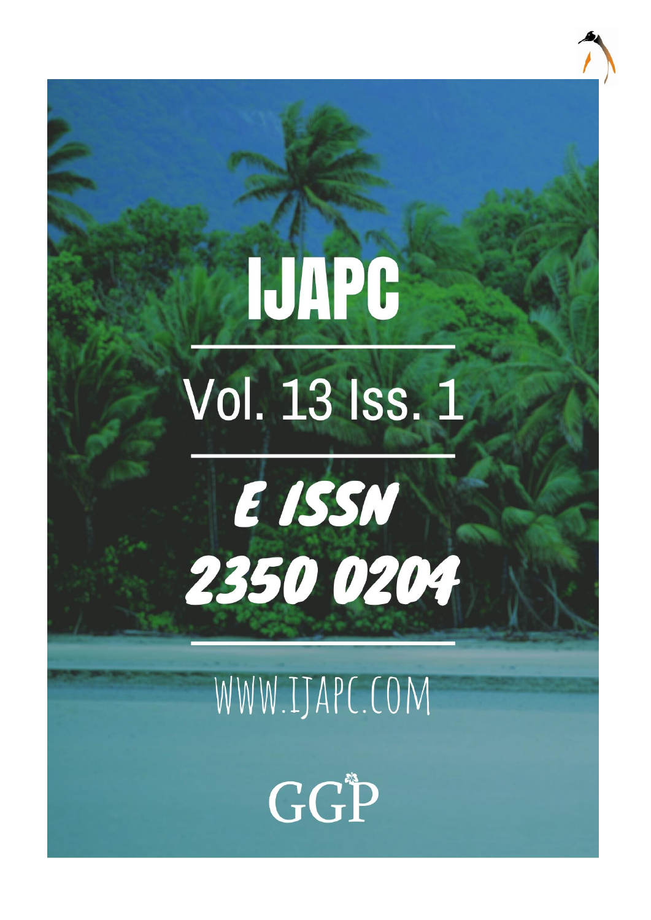# IJAPC

Vol. 13 Iss. 1

E ISSN

2350 0204

WWW.IJAPC.COM

GGP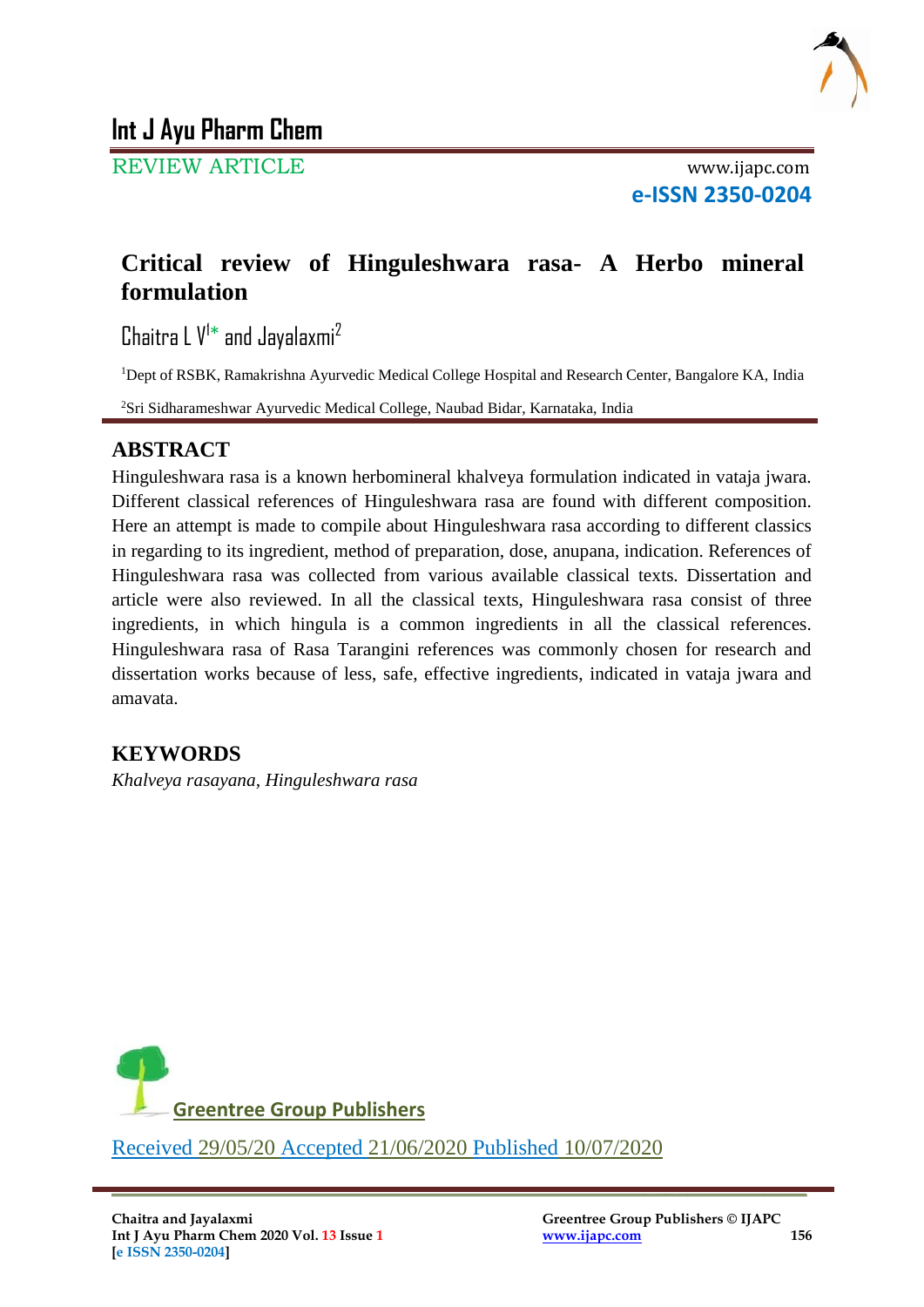# Critical review of Hinguleshwara rasa- A Herbo mineral formulation

Chaitra L V[1]* and Jayalaxmi[2]

[1]Dept of RSBK, Ramakrishna Ayurvedic Medical College Hospital and Research Center, Bangalore KA, India

[2]Sri Sidharameshwar Ayurvedic Medical College, Naubad Bidar, Karnataka, India

## ABSTRACT

Hinguleshwara rasa is a known herbomineral khalveya formulation indicated in vataja jwara. Different classical references of Hinguleshwara rasa are found with different composition. Here an attempt is made to compile about Hinguleshwara rasa according to different classics in regarding to its ingredient, method of preparation, dose, anupana, indication. References of Hinguleshwara rasa was collected from various available classical texts. Dissertation and article were also reviewed. In all the classical texts, Hinguleshwara rasa consist of three ingredients, in which hingula is a common ingredients in all the classical references. Hinguleshwara rasa of Rasa Tarangini references was commonly chosen for research and dissertation works because of less, safe, effective ingredients, indicated in vataja jwara and amavata.

## KEYWORDS

*Khalveya rasayana, Hinguleshwara rasa*

Greentree Group Publishers

Received 29/05/20 Accepted 21/06/2020 Published 10/07/2020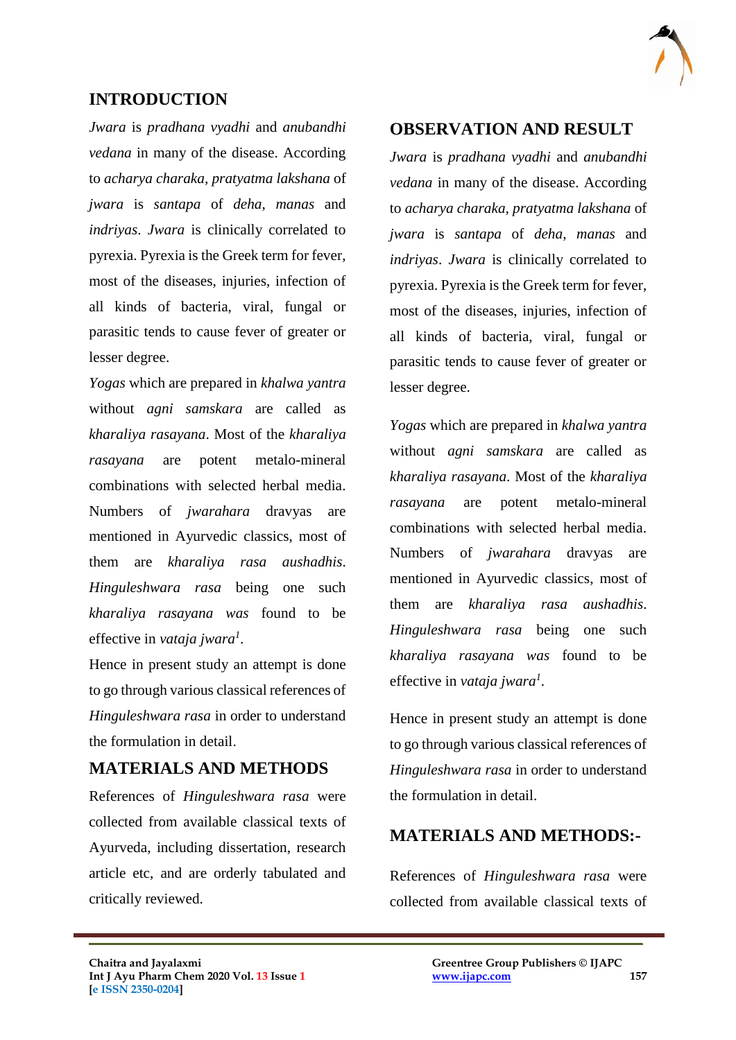## INTRODUCTION

*Jwara* is *pradhana vyadhi* and *anubandhi vedana* in many of the disease. According to *acharya charaka*, *pratyatma lakshana* of *jwara* is *santapa* of *deha*, *manas* and *indriyas*. *Jwara* is clinically correlated to pyrexia. Pyrexia is the Greek term for fever, most of the diseases, injuries, infection of all kinds of bacteria, viral, fungal or parasitic tends to cause fever of greater or lesser degree.

*Yogas* which are prepared in *khalwa yantra* without *agni samskara* are called as *kharaliya rasayana*. Most of the *kharaliya rasayana* are potent metalo-mineral combinations with selected herbal media. Numbers of *jwarahara* dravyas are mentioned in Ayurvedic classics, most of them are *kharaliya rasa aushadhis*. *Hinguleshwara rasa* being one such *kharaliya rasayana was* found to be effective in *vataja jwara*[1].

Hence in present study an attempt is done to go through various classical references of *Hinguleshwara rasa* in order to understand the formulation in detail.

## MATERIALS AND METHODS

References of *Hinguleshwara rasa* were collected from available classical texts of Ayurveda, including dissertation, research article etc, and are orderly tabulated and critically reviewed.

## OBSERVATION AND RESULT

*Jwara* is *pradhana vyadhi* and *anubandhi vedana* in many of the disease. According to *acharya charaka*, *pratyatma lakshana* of *jwara* is *santapa* of *deha*, *manas* and *indriyas*. *Jwara* is clinically correlated to pyrexia. Pyrexia is the Greek term for fever, most of the diseases, injuries, infection of all kinds of bacteria, viral, fungal or parasitic tends to cause fever of greater or lesser degree.

*Yogas* which are prepared in *khalwa yantra* without *agni samskara* are called as *kharaliya rasayana*. Most of the *kharaliya rasayana* are potent metalo-mineral combinations with selected herbal media. Numbers of *jwarahara* dravyas are mentioned in Ayurvedic classics, most of them are *kharaliya rasa aushadhis*. *Hinguleshwara rasa* being one such *kharaliya rasayana was* found to be effective in *vataja jwara*[1].

Hence in present study an attempt is done to go through various classical references of *Hinguleshwara rasa* in order to understand the formulation in detail.

## MATERIALS AND METHODS:-

References of *Hinguleshwara rasa* were collected from available classical texts of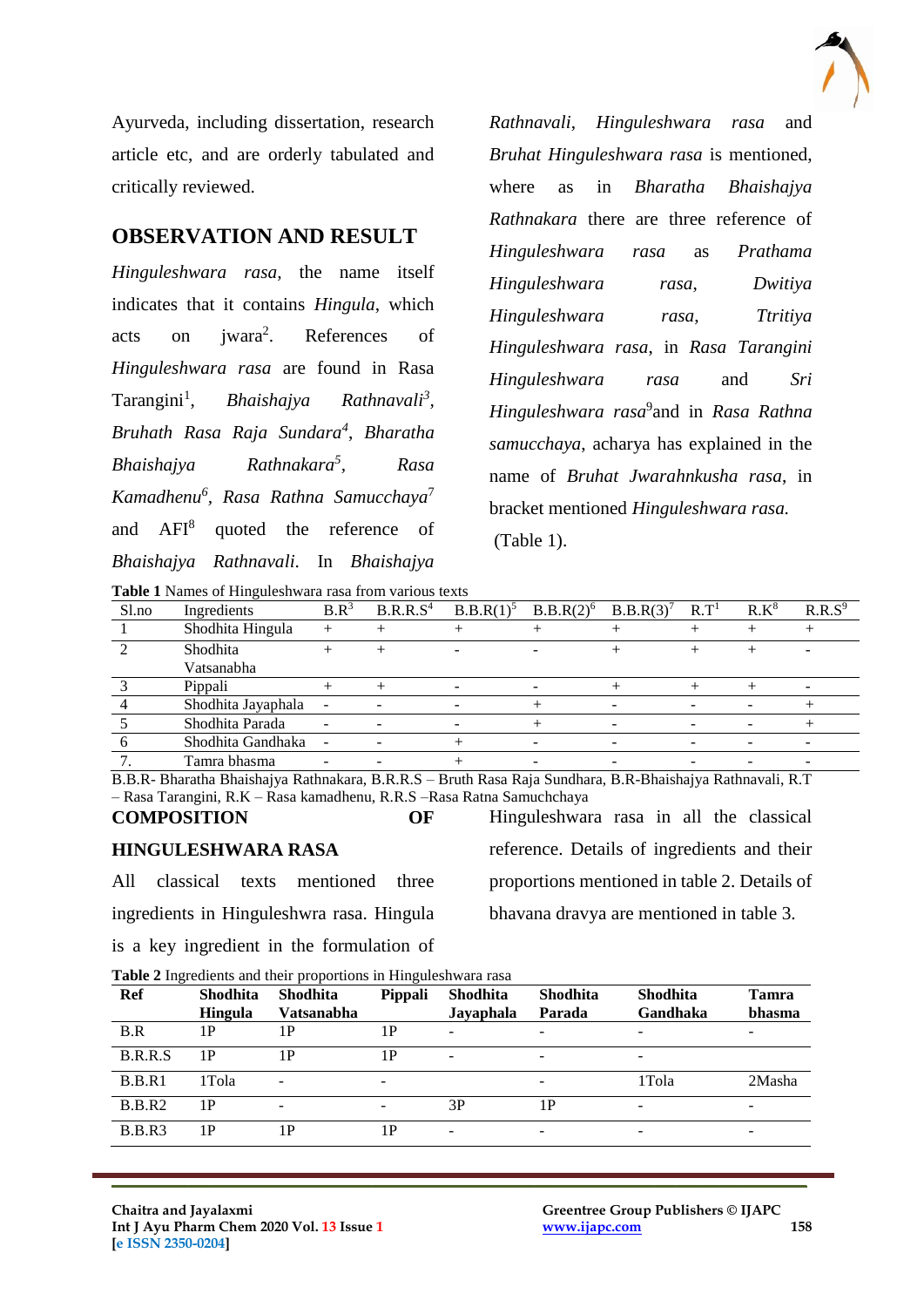Ayurveda, including dissertation, research article etc, and are orderly tabulated and critically reviewed.

## OBSERVATION AND RESULT

*Hinguleshwara rasa*, the name itself indicates that it contains *Hingula*, which acts on jwara[2]. References of *Hinguleshwara rasa* are found in Rasa Tarangini[1], *Bhaishajya Rathnavali*[3], *Bruhath Rasa Raja Sundara*[4], *Bharatha Bhaishajya Rathnakara*[5], *Rasa Kamadhenu*[6], *Rasa Rathna Samucchaya*[7] and AFI[8] quoted the reference of *Bhaishajya Rathnavali.* In *Bhaishajya Rathnavali*, *Hinguleshwara rasa* and *Bruhat Hinguleshwara rasa* is mentioned, where as in *Bharatha Bhaishajya Rathnakara* there are three reference of *Hinguleshwara rasa* as *Prathama Hinguleshwara rasa*, *Dwitiya Hinguleshwara rasa*, *Ttritiya Hinguleshwara rasa*, in *Rasa Tarangini Hinguleshwara rasa* and *Sri Hinguleshwara rasa*[9]and in *Rasa Rathna samucchaya*, acharya has explained in the name of *Bruhat Jwarahnkusha rasa*, in bracket mentioned *Hinguleshwara rasa.* (Table 1).

**Table 1** Names of Hinguleshwara rasa from various texts

| Sl.no | Ingredients | B.R[3] | B.R.R.S[4] | B.B.R(1)[5] | B.B.R(2)[6] | B.B.R(3)[7] | R.T[1] | R.K[8] | R.R.S[9] |
|---|---|---|---|---|---|---|---|---|---|
| 1 | Shodhita Hingula | + | + | + | + | + | + | + | + |
| 2 | Shodhita Vatsanabha | + | + | - | - | + | + | + | - |
| 3 | Pippali | + | + | - | - | + | + | + | - |
| 4 | Shodhita Jayaphala | - | - | - | + | - | - | - | + |
| 5 | Shodhita Parada | - | - | - | + | - | - | - | + |
| 6 | Shodhita Gandhaka | - | - | + | - | - | - | - | - |
| 7. | Tamra bhasma | - | - | + | - | - | - | - | - |

B.B.R- Bharatha Bhaishajya Rathnakara, B.R.R.S – Bruth Rasa Raja Sundhara, B.R-Bhaishajya Rathnavali, R.T – Rasa Tarangini, R.K – Rasa kamadhenu, R.R.S –Rasa Ratna Samuchchaya

## COMPOSITION OF HINGULESHWARA RASA

All classical texts mentioned three ingredients in Hinguleshwra rasa. Hingula is a key ingredient in the formulation of Hinguleshwara rasa in all the classical reference. Details of ingredients and their proportions mentioned in table 2. Details of bhavana dravya are mentioned in table 3.

**Table 2** Ingredients and their proportions in Hinguleshwara rasa

| Ref | Shodhita Hingula | Shodhita Vatsanabha | Pippali | Shodhita Jayaphala | Shodhita Parada | Shodhita Gandhaka | Tamra bhasma |
|---|---|---|---|---|---|---|---|
| B.R | 1P | 1P | 1P | - | - | - | - |
| B.R.R.S | 1P | 1P | 1P | - | - | - | |
| B.B.R1 | 1Tola | - | - | | - | 1Tola | 2Masha |
| B.B.R2 | 1P | - | - | 3P | 1P | - | - |
| B.B.R3 | 1P | 1P | 1P | - | - | - | - |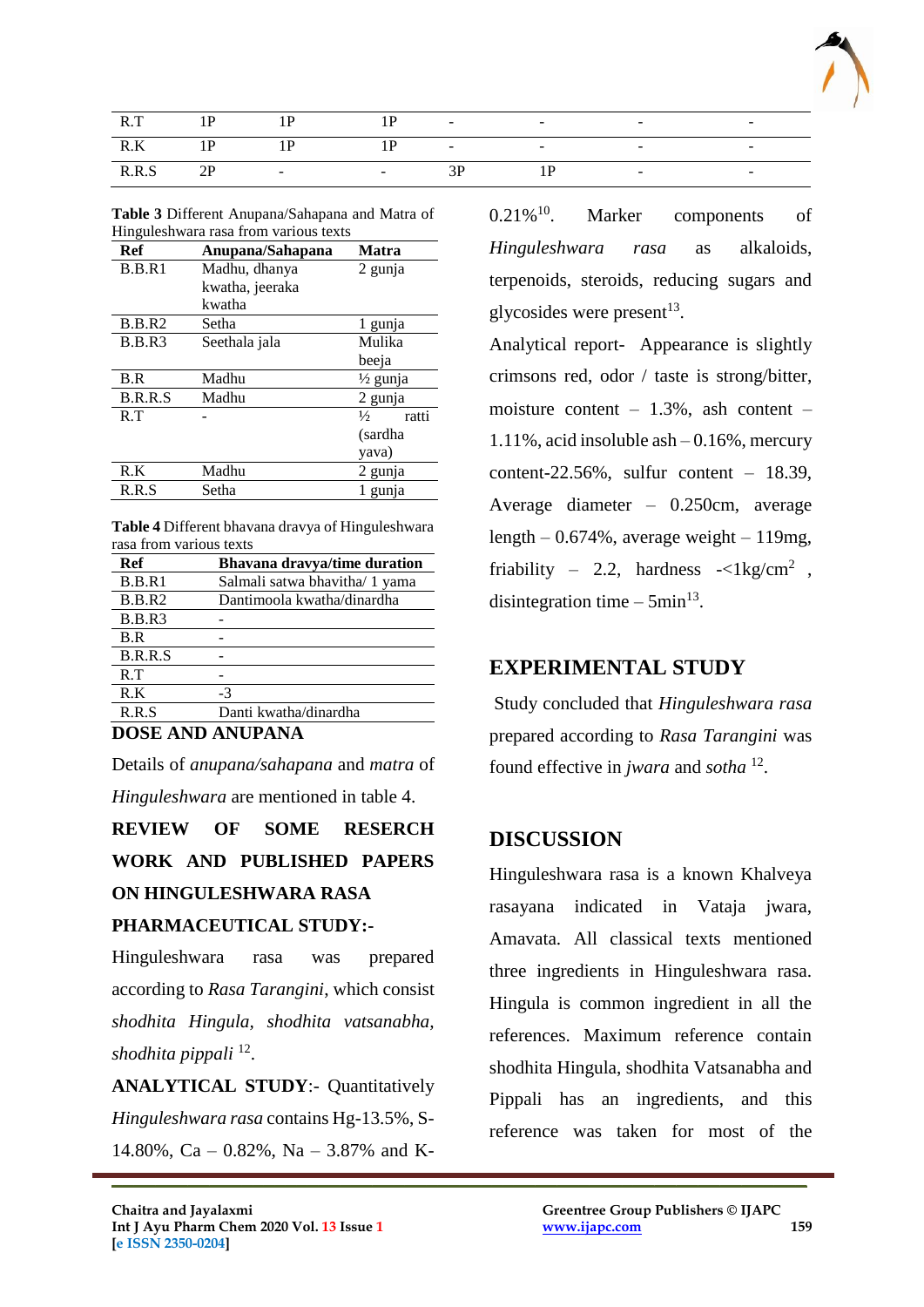| R.T | 1P | 1P | 1P | - | - | - | - |
|---|---|---|---|---|---|---|---|
| R.K | 1P | 1P | 1P | - | - | - | - |
| R.R.S | 2P | - | - | 3P | 1P | - | - |

**Table 3** Different Anupana/Sahapana and Matra of Hinguleshwara rasa from various texts

| Ref | Anupana/Sahapana | Matra |
|---|---|---|
| B.B.R1 | Madhu, dhanya kwatha, jeeraka kwatha | 2 gunja |
| B.B.R2 | Setha | 1 gunja |
| B.B.R3 | Seethala jala | Mulika beeja |
| B.R | Madhu | ½ gunja |
| B.R.R.S | Madhu | 2 gunja |
| R.T | - | ½ ratti (sardha yava) |
| R.K | Madhu | 2 gunja |
| R.R.S | Setha | 1 gunja |

**Table 4** Different bhavana dravya of Hinguleshwara rasa from various texts

| Ref | Bhavana dravya/time duration |
|---|---|
| B.B.R1 | Salmali satwa bhavitha/ 1 yama |
| B.B.R2 | Dantimoola kwatha/dinardha |
| B.B.R3 | - |
| B.R | - |
| B.R.R.S | - |
| R.T | - |
| R.K | -3 |
| R.R.S | Danti kwatha/dinardha |

## DOSE AND ANUPANA

Details of *anupana/sahapana* and *matra* of *Hinguleshwara* are mentioned in table 4.

## REVIEW OF SOME RESERCH WORK AND PUBLISHED PAPERS ON HINGULESHWARA RASA

**PHARMACEUTICAL STUDY:-**

Hinguleshwara rasa was prepared according to *Rasa Tarangini*, which consist *shodhita Hingula, shodhita vatsanabha, shodhita pippali* [12].

**ANALYTICAL STUDY**:- Quantitatively *Hinguleshwara rasa* contains Hg-13.5%, S-14.80%, Ca – 0.82%, Na – 3.87% and K-0.21%[10]. Marker components of *Hinguleshwara rasa* as alkaloids, terpenoids, steroids, reducing sugars and glycosides were present[13].

Analytical report- Appearance is slightly crimsons red, odor / taste is strong/bitter, moisture content – 1.3%, ash content – 1.11%, acid insoluble ash – 0.16%, mercury content-22.56%, sulfur content – 18.39, Average diameter – 0.250cm, average length – 0.674%, average weight – 119mg, friability – 2.2, hardness -<1kg/cm$^2$ , disintegration time – 5min[13].

## EXPERIMENTAL STUDY

Study concluded that *Hinguleshwara rasa* prepared according to *Rasa Tarangini* was found effective in *jwara* and *sotha* [12].

## DISCUSSION

Hinguleshwara rasa is a known Khalveya rasayana indicated in Vataja jwara, Amavata. All classical texts mentioned three ingredients in Hinguleshwara rasa. Hingula is common ingredient in all the references. Maximum reference contain shodhita Hingula, shodhita Vatsanabha and Pippali has an ingredients, and this reference was taken for most of the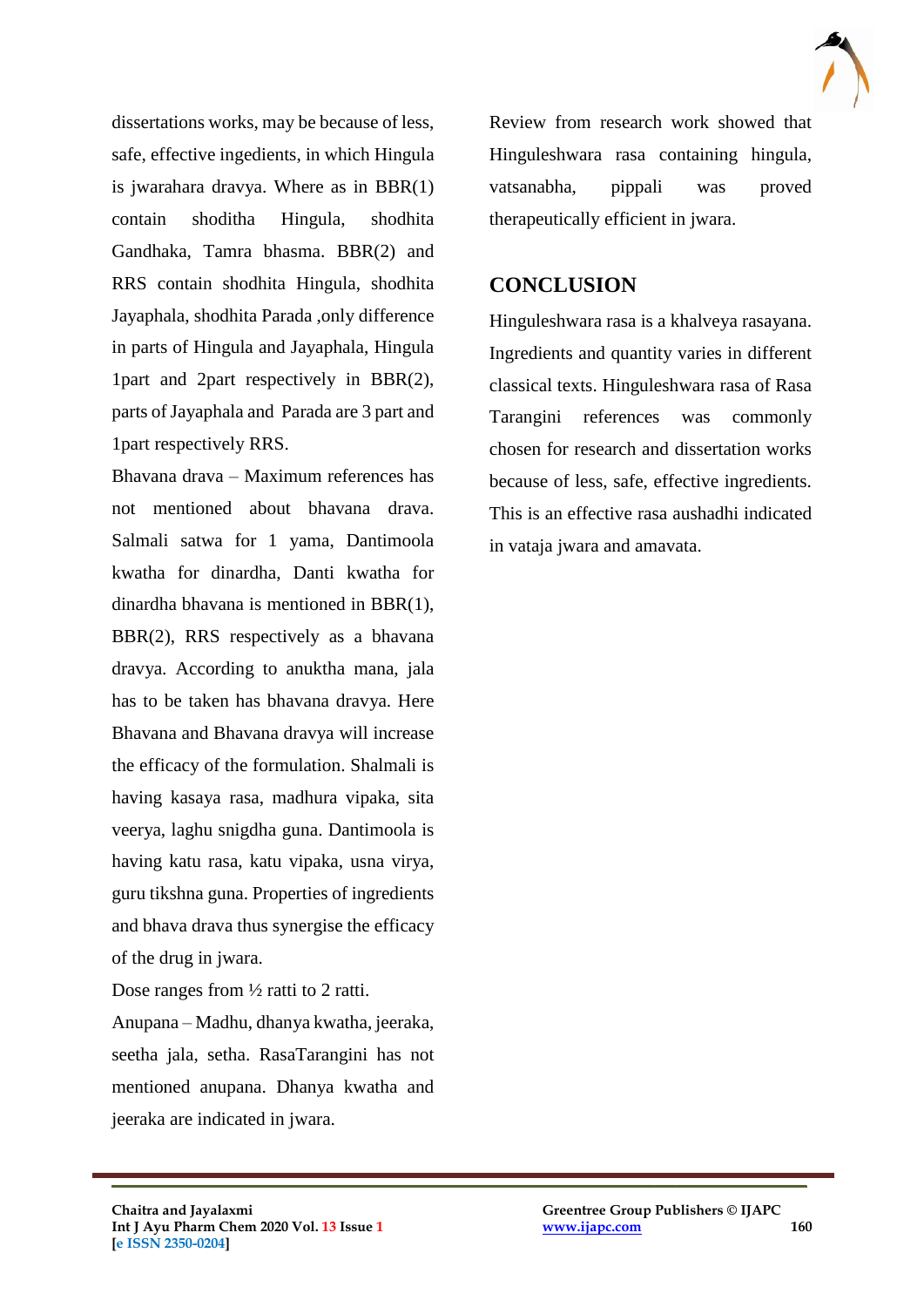dissertations works, may be because of less, safe, effective ingredients, in which Hingula is jwarahara dravya. Where as in BBR(1) contain shoditha Hingula, shodhita Gandhaka, Tamra bhasma. BBR(2) and RRS contain shodhita Hingula, shodhita Jayaphala, shodhita Parada ,only difference in parts of Hingula and Jayaphala, Hingula 1part and 2part respectively in BBR(2), parts of Jayaphala and Parada are 3 part and 1part respectively RRS.

Bhavana drava – Maximum references has not mentioned about bhavana drava. Salmali satwa for 1 yama, Dantimoola kwatha for dinardha, Danti kwatha for dinardha bhavana is mentioned in BBR(1), BBR(2), RRS respectively as a bhavana dravya. According to anuktha mana, jala has to be taken has bhavana dravya. Here Bhavana and Bhavana dravya will increase the efficacy of the formulation. Shalmali is having kasaya rasa, madhura vipaka, sita veerya, laghu snigdha guna. Dantimoola is having katu rasa, katu vipaka, usna virya, guru tikshna guna. Properties of ingredients and bhava drava thus synergise the efficacy of the drug in jwara.

Dose ranges from ½ ratti to 2 ratti.

Anupana – Madhu, dhanya kwatha, jeeraka, seetha jala, setha. RasaTarangini has not mentioned anupana. Dhanya kwatha and jeeraka are indicated in jwara.

Review from research work showed that Hinguleshwara rasa containing hingula, vatsanabha, pippali was proved therapeutically efficient in jwara.

## CONCLUSION

Hinguleshwara rasa is a khalveya rasayana. Ingredients and quantity varies in different classical texts. Hinguleshwara rasa of Rasa Tarangini references was commonly chosen for research and dissertation works because of less, safe, effective ingredients. This is an effective rasa aushadhi indicated in vataja jwara and amavata.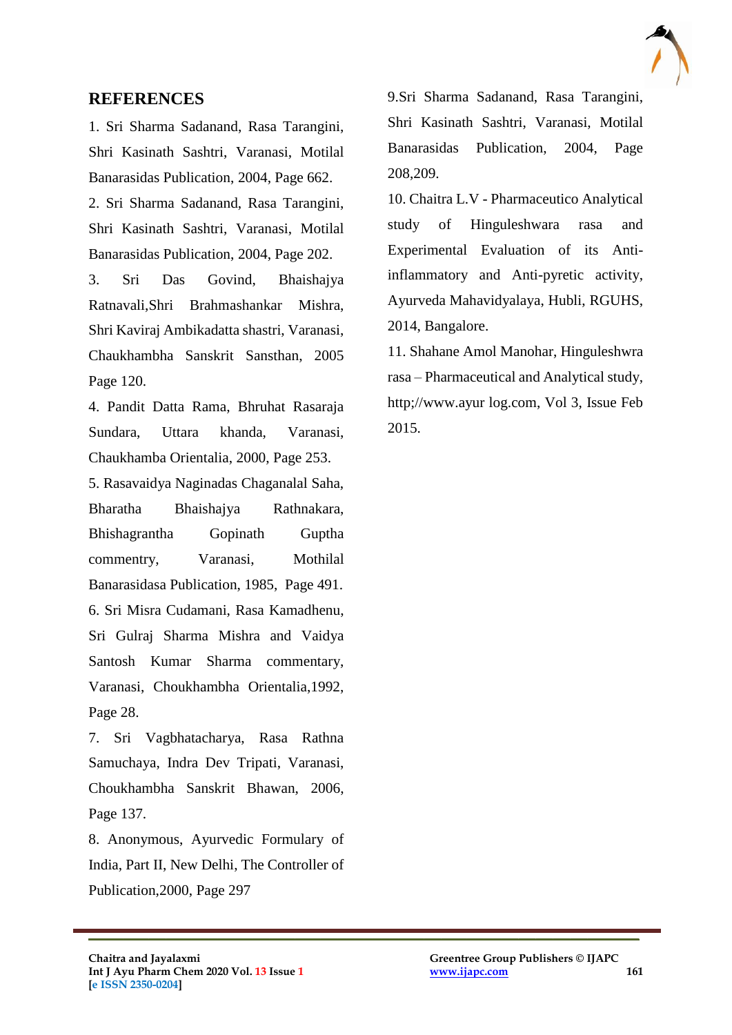## REFERENCES

1. Sri Sharma Sadanand, Rasa Tarangini, Shri Kasinath Sashtri, Varanasi, Motilal Banarasidas Publication, 2004, Page 662.
2. Sri Sharma Sadanand, Rasa Tarangini, Shri Kasinath Sashtri, Varanasi, Motilal Banarasidas Publication, 2004, Page 202.
3. Sri Das Govind, Bhaishajya Ratnavali,Shri Brahmashankar Mishra, Shri Kaviraj Ambikadatta shastri, Varanasi, Chaukhambha Sanskrit Sansthan, 2005 Page 120.
4. Pandit Datta Rama, Bhruhat Rasaraja Sundara, Uttara khanda, Varanasi, Chaukhamba Orientalia, 2000, Page 253.
5. Rasavaidya Naginadas Chaganalal Saha, Bharatha Bhaishajya Rathnakara, Bhishagrantha Gopinath Guptha commentry, Varanasi, Mothilal Banarasidasa Publication, 1985, Page 491.
6. Sri Misra Cudamani, Rasa Kamadhenu, Sri Gulraj Sharma Mishra and Vaidya Santosh Kumar Sharma commentary, Varanasi, Choukhambha Orientalia,1992, Page 28.
7. Sri Vagbhatacharya, Rasa Rathna Samuchaya, Indra Dev Tripati, Varanasi, Choukhambha Sanskrit Bhawan, 2006, Page 137.
8. Anonymous, Ayurvedic Formulary of India, Part II, New Delhi, The Controller of Publication,2000, Page 297
9. Sri Sharma Sadanand, Rasa Tarangini, Shri Kasinath Sashtri, Varanasi, Motilal Banarasidas Publication, 2004, Page 208,209.
10. Chaitra L.V - Pharmaceutico Analytical study of Hinguleshwara rasa and Experimental Evaluation of its Anti-inflammatory and Anti-pyretic activity, Ayurveda Mahavidyalaya, Hubli, RGUHS, 2014, Bangalore.
11. Shahane Amol Manohar, Hinguleshwra rasa – Pharmaceutical and Analytical study, http;//www.ayur log.com, Vol 3, Issue Feb 2015.